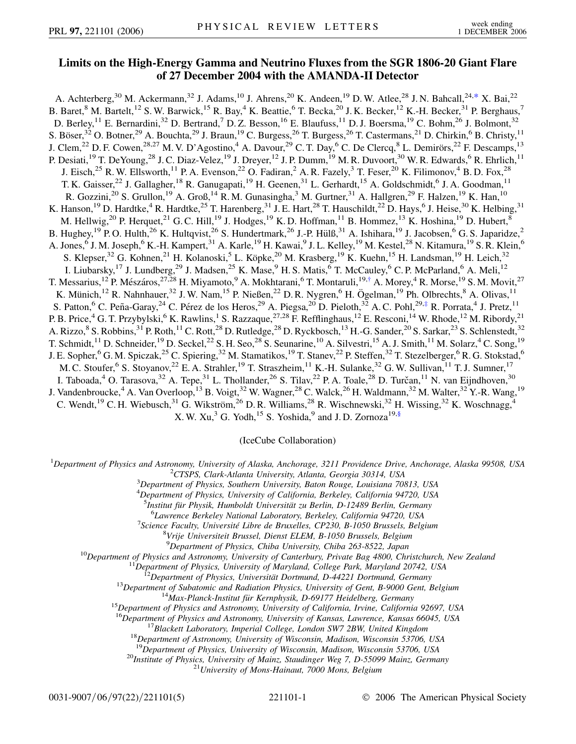# Limits on the High-Energy Gamma and Neutrino Fluxes from the SGR 1806-20 Giant Flare of 27 December 2004 with the AMANDA-II Detector

A. Achterberg,[30] M. Ackermann,[32] J. Adams,[10] J. Ahrens,[20] K. Andeen,[19] D. W. Atlee,[28] J. N. Bahcall,[24,*] X. Bai,[22] B. Baret,[8] M. Bartelt,[12] S. W. Barwick,[15] R. Bay,[4] K. Beattie,[6] T. Becka,[20] J. K. Becker,[12] K.-H. Becker,[31] P. Berghaus,[7] D. Berley,[11] E. Bernardini,[32] D. Bertrand,[7] D. Z. Besson,[16] E. Blaufuss,[11] D. J. Boersma,[19] C. Bohm,[26] J. Bolmont,[32] S. Böser,[32] O. Botner,[29] A. Bouchta,[29] J. Braun,[19] C. Burgess,[26] T. Burgess,[26] T. Castermans,[21] D. Chirkin,[6] B. Christy,[11] J. Clem,[22] D. F. Cowen,[28,27] M. V. D'Agostino,[4] A. Davour,[29] C. T. Day,[6] C. De Clercq,[8] L. Demirörs,[22] F. Descamps,[13] P. Desiati,[19] T. DeYoung,[28] J. C. Diaz-Velez,[19] J. Dreyer,[12] J. P. Dumm,[19] M. R. Duvoort,[30] W. R. Edwards,[6] R. Ehrlich,[11] J. Eisch,[25] R. W. Ellsworth,[11] P. A. Evenson,[22] O. Fadiran,[2] A. R. Fazely,[3] T. Feser,[20] K. Filimonov,[4] B. D. Fox,[28] T. K. Gaisser,[22] J. Gallagher,[18] R. Ganugapati,[19] H. Geenen,[31] L. Gerhardt,[15] A. Goldschmidt,[6] J. A. Goodman,[11] R. Gozzini,[20] S. Grullon,[19] A. Groß,[14] R. M. Gunasingha,[3] M. Gurtner,[31] A. Hallgren,[29] F. Halzen,[19] K. Han,[10] K. Hanson,[19] D. Hardtke,[4] R. Hardtke,[25] T. Harenberg,[31] J. E. Hart,[28] T. Hauschildt,[22] D. Hays,[6] J. Heise,[30] K. Helbing,[31] M. Hellwig,[20] P. Herquet,[21] G. C. Hill,[19] J. Hodges,[19] K. D. Hoffman,[11] B. Hommez,[13] K. Hoshina,[19] D. Hubert,[8] B. Hughey,[19] P. O. Hulth,[26] K. Hultqvist,[26] S. Hundertmark,[26] J.-P. Hülß,[31] A. Ishihara,[19] J. Jacobsen,[6] G. S. Japaridze,[2] A. Jones,[6] J. M. Joseph,[6] K.-H. Kampert,[31] A. Karle,[19] H. Kawai,[9] J. L. Kelley,[19] M. Kestel,[28] N. Kitamura,[19] S. R. Klein,[6] S. Klepser,[32] G. Kohnen,[21] H. Kolanoski,[5] L. Köpke,[20] M. Krasberg,[19] K. Kuehn,[15] H. Landsman,[19] H. Leich,[32] I. Liubarsky,[17] J. Lundberg,[29] J. Madsen,[25] K. Mase,[9] H. S. Matis,[6] T. McCauley,[6] C. P. McParland,[6] A. Meli,[12] T. Messarius,[12] P. Mészáros,[27,28] H. Miyamoto,[9] A. Mokhtarani,[6] T. Montaruli,[19,†] A. Morey,[4] R. Morse,[19] S. M. Movit,[27] K. Münich,[12] R. Nahnhauer,[32] J. W. Nam,[15] P. Nießen,[22] D. R. Nygren,[6] H. Ögelman,[19] Ph. Olbrechts,[8] A. Olivas,[11] S. Patton,[6] C. Peña-Garay,[24] C. Pérez de los Heros,[29] A. Piegsa,[20] D. Pieloth,[32] A. C. Pohl,[29,‡] R. Porrata,[4] J. Pretz,[11] P. B. Price,[4] G. T. Przybylski,[6] K. Rawlins,[1] S. Razzaque,[27,28] F. Refflinghaus,[12] E. Resconi,[14] W. Rhode,[12] M. Ribordy,[21] A. Rizzo,[8] S. Robbins,[31] P. Roth,[11] C. Rott,[28] D. Rutledge,[28] D. Ryckbosch,[13] H.-G. Sander,[20] S. Sarkar,[23] S. Schlenstedt,[32] T. Schmidt,[11] D. Schneider,[19] D. Seckel,[22] S. H. Seo,[28] S. Seunarine,[10] A. Silvestri,[15] A. J. Smith,[11] M. Solarz,[4] C. Song,[19] J. E. Sopher,[6] G. M. Spiczak,[25] C. Spiering,[32] M. Stamatikos,[19] T. Stanev,[22] P. Steffen,[32] T. Stezelberger,[6] R. G. Stokstad,[6] M. C. Stoufer,[6] S. Stoyanov,[22] E. A. Strahler,[19] T. Straszheim,[11] K.-H. Sulanke,[32] G. W. Sullivan,[11] T. J. Sumner,[17] I. Taboada,[4] O. Tarasova,[32] A. Tepe,[31] L. Thollander,[26] S. Tilav,[22] P. A. Toale,[28] D. Turčan,[11] N. van Eijndhoven,[30] J. Vandenbroucke,[4] A. Van Overloop,[13] B. Voigt,[32] W. Wagner,[28] C. Walck,[26] H. Waldmann,[32] M. Walter,[32] Y.-R. Wang,[19] C. Wendt,[19] C. H. Wiebusch,[31] G. Wikström,[26] D. R. Williams,[28] R. Wischnewski,[32] H. Wissing,[32] K. Woschnagg,[4] X. W. Xu,[3] G. Yodh,[15] S. Yoshida,[9] and J. D. Zornoza[19,§]

(IceCube Collaboration)

[1]*Department of Physics and Astronomy, University of Alaska, Anchorage, 3211 Providence Drive, Anchorage, Alaska 99508, USA*
[2]*CTSPS, Clark-Atlanta University, Atlanta, Georgia 30314, USA*
[3]*Department of Physics, Southern University, Baton Rouge, Louisiana 70813, USA*
[4]*Department of Physics, University of California, Berkeley, California 94720, USA*
[5]*Institut für Physik, Humboldt Universität zu Berlin, D-12489 Berlin, Germany*
[6]*Lawrence Berkeley National Laboratory, Berkeley, California 94720, USA*
[7]*Science Faculty, Université Libre de Bruxelles, CP230, B-1050 Brussels, Belgium*
[8]*Vrije Universiteit Brussel, Dienst ELEM, B-1050 Brussels, Belgium*
[9]*Department of Physics, Chiba University, Chiba 263-8522, Japan*
[10]*Department of Physics and Astronomy, University of Canterbury, Private Bag 4800, Christchurch, New Zealand*
[11]*Department of Physics, University of Maryland, College Park, Maryland 20742, USA*
[12]*Department of Physics, Universität Dortmund, D-44221 Dortmund, Germany*
[13]*Department of Subatomic and Radiation Physics, University of Gent, B-9000 Gent, Belgium*
[14]*Max-Planck-Institut für Kernphysik, D-69177 Heidelberg, Germany*
[15]*Department of Physics and Astronomy, University of California, Irvine, California 92697, USA*
[16]*Department of Physics and Astronomy, University of Kansas, Lawrence, Kansas 66045, USA*
[17]*Blackett Laboratory, Imperial College, London SW7 2BW, United Kingdom*
[18]*Department of Astronomy, University of Wisconsin, Madison, Wisconsin 53706, USA*
[19]*Department of Physics, University of Wisconsin, Madison, Wisconsin 53706, USA*
[20]*Institute of Physics, University of Mainz, Staudinger Weg 7, D-55099 Mainz, Germany*
[21]*University of Mons-Hainaut, 7000 Mons, Belgium*

0031-9007/06/97(22)/221101(5) © 2006 The American Physical Society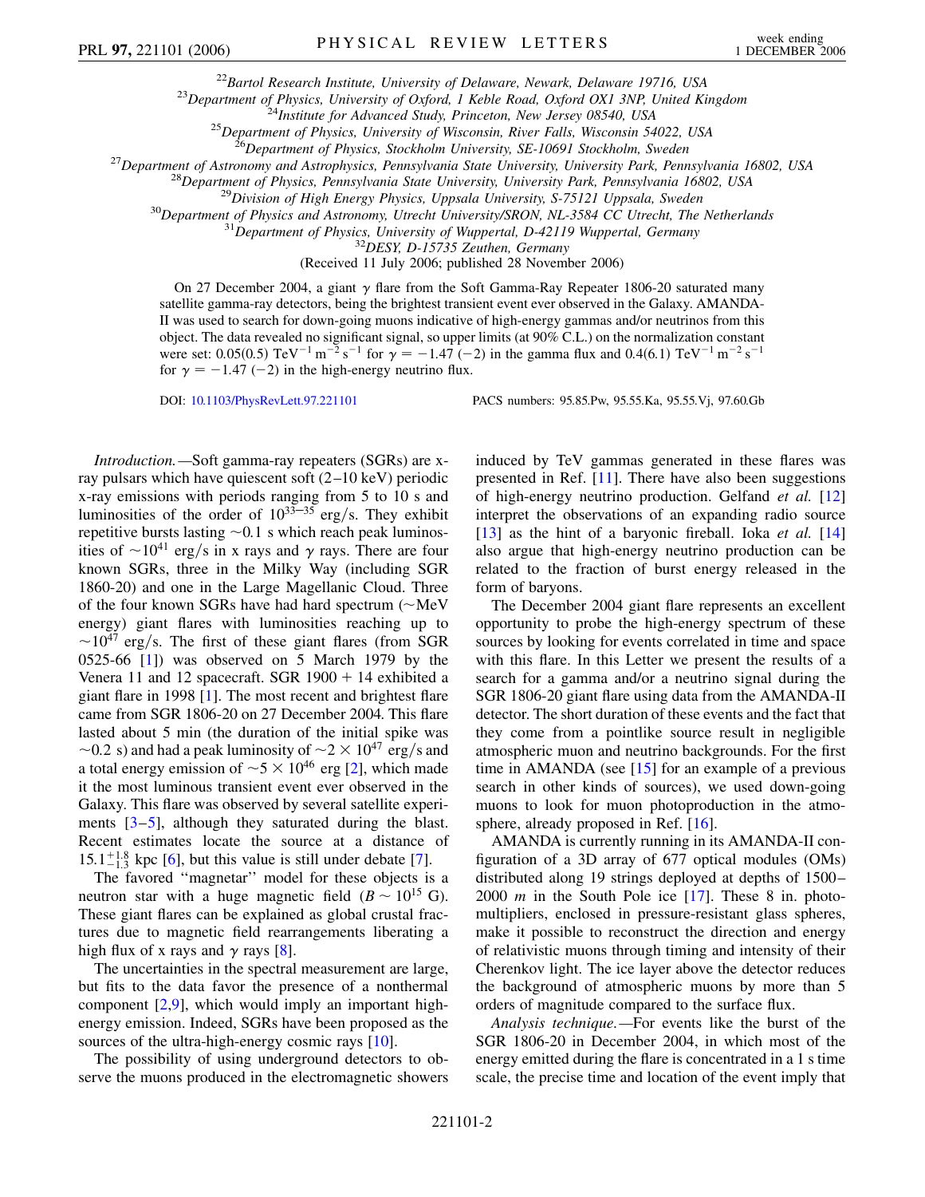[22]Bartol Research Institute, University of Delaware, Newark, Delaware 19716, USA
[23]Department of Physics, University of Oxford, 1 Keble Road, Oxford OX1 3NP, United Kingdom
[24]Institute for Advanced Study, Princeton, New Jersey 08540, USA
[25]Department of Physics, University of Wisconsin, River Falls, Wisconsin 54022, USA
[26]Department of Physics, Stockholm University, SE-10691 Stockholm, Sweden
[27]Department of Astronomy and Astrophysics, Pennsylvania State University, University Park, Pennsylvania 16802, USA
[28]Department of Physics, Pennsylvania State University, University Park, Pennsylvania 16802, USA
[29]Division of High Energy Physics, Uppsala University, S-75121 Uppsala, Sweden
[30]Department of Physics and Astronomy, Utrecht University/SRON, NL-3584 CC Utrecht, The Netherlands
[31]Department of Physics, University of Wuppertal, D-42119 Wuppertal, Germany
[32]DESY, D-15735 Zeuthen, Germany

(Received 11 July 2006; published 28 November 2006)

On 27 December 2004, a giant $\gamma$ flare from the Soft Gamma-Ray Repeater 1806-20 saturated many satellite gamma-ray detectors, being the brightest transient event ever observed in the Galaxy. AMANDA-II was used to search for down-going muons indicative of high-energy gammas and/or neutrinos from this object. The data revealed no significant signal, so upper limits (at 90% C.L.) on the normalization constant were set: 0.05(0.5) $\mathrm{TeV}^{-1}\,\mathrm{m}^{-2}\,\mathrm{s}^{-1}$ for $\gamma = -1.47$ ($-2$) in the gamma flux and 0.4(6.1) $\mathrm{TeV}^{-1}\,\mathrm{m}^{-2}\,\mathrm{s}^{-1}$ for $\gamma = -1.47$ ($-2$) in the high-energy neutrino flux.

DOI: 10.1103/PhysRevLett.97.221101 PACS numbers: 95.85.Pw, 95.55.Ka, 95.55.Vj, 97.60.Gb

*Introduction.*—Soft gamma-ray repeaters (SGRs) are x-ray pulsars which have quiescent soft (2–10 keV) periodic x-ray emissions with periods ranging from 5 to 10 s and luminosities of the order of $10^{33-35}$ erg/s. They exhibit repetitive bursts lasting $\sim$0.1 s which reach peak luminosities of $\sim 10^{41}$ erg/s in x rays and $\gamma$ rays. There are four known SGRs, three in the Milky Way (including SGR 1860-20) and one in the Large Magellanic Cloud. Three of the four known SGRs have had hard spectrum ($\sim$MeV energy) giant flares with luminosities reaching up to $\sim 10^{47}$ erg/s. The first of these giant flares (from SGR 0525-66 [1]) was observed on 5 March 1979 by the Venera 11 and 12 spacecraft. SGR 1900 + 14 exhibited a giant flare in 1998 [1]. The most recent and brightest flare came from SGR 1806-20 on 27 December 2004. This flare lasted about 5 min (the duration of the initial spike was $\sim$0.2 s) and had a peak luminosity of $\sim 2 \times 10^{47}$ erg/s and a total energy emission of $\sim 5 \times 10^{46}$ erg [2], which made it the most luminous transient event ever observed in the Galaxy. This flare was observed by several satellite experiments [3–5], although they saturated during the blast. Recent estimates locate the source at a distance of $15.1^{+1.8}_{-1.3}$ kpc [6], but this value is still under debate [7].

The favored "magnetar" model for these objects is a neutron star with a huge magnetic field ($B \sim 10^{15}$ G). These giant flares can be explained as global crustal fractures due to magnetic field rearrangements liberating a high flux of x rays and $\gamma$ rays [8].

The uncertainties in the spectral measurement are large, but fits to the data favor the presence of a nonthermal component [2,9], which would imply an important high-energy emission. Indeed, SGRs have been proposed as the sources of the ultra-high-energy cosmic rays [10].

The possibility of using underground detectors to observe the muons produced in the electromagnetic showers induced by TeV gammas generated in these flares was presented in Ref. [11]. There have also been suggestions of high-energy neutrino production. Gelfand *et al.* [12] interpret the observations of an expanding radio source [13] as the hint of a baryonic fireball. Ioka *et al.* [14] also argue that high-energy neutrino production can be related to the fraction of burst energy released in the form of baryons.

The December 2004 giant flare represents an excellent opportunity to probe the high-energy spectrum of these sources by looking for events correlated in time and space with this flare. In this Letter we present the results of a search for a gamma and/or a neutrino signal during the SGR 1806-20 giant flare using data from the AMANDA-II detector. The short duration of these events and the fact that they come from a pointlike source result in negligible atmospheric muon and neutrino backgrounds. For the first time in AMANDA (see [15] for an example of a previous search in other kinds of sources), we used down-going muons to look for muon photoproduction in the atmosphere, already proposed in Ref. [16].

AMANDA is currently running in its AMANDA-II configuration of a 3D array of 677 optical modules (OMs) distributed along 19 strings deployed at depths of 1500–2000 $m$ in the South Pole ice [17]. These 8 in. photomultipliers, enclosed in pressure-resistant glass spheres, make it possible to reconstruct the direction and energy of relativistic muons through timing and intensity of their Cherenkov light. The ice layer above the detector reduces the background of atmospheric muons by more than 5 orders of magnitude compared to the surface flux.

*Analysis technique.*—For events like the burst of the SGR 1806-20 in December 2004, in which most of the energy emitted during the flare is concentrated in a 1 s time scale, the precise time and location of the event imply that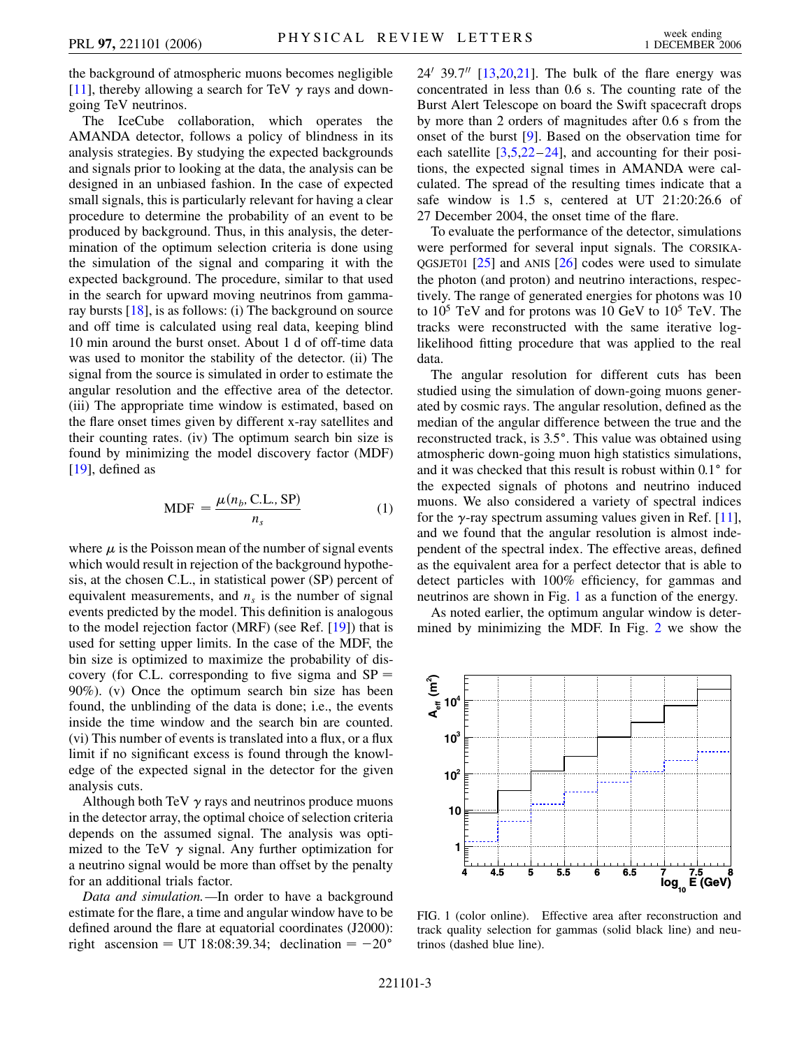the background of atmospheric muons becomes negligible [11], thereby allowing a search for TeV $\gamma$ rays and down-going TeV neutrinos.

The IceCube collaboration, which operates the AMANDA detector, follows a policy of blindness in its analysis strategies. By studying the expected backgrounds and signals prior to looking at the data, the analysis can be designed in an unbiased fashion. In the case of expected small signals, this is particularly relevant for having a clear procedure to determine the probability of an event to be produced by background. Thus, in this analysis, the determination of the optimum selection criteria is done using the simulation of the signal and comparing it with the expected background. The procedure, similar to that used in the search for upward moving neutrinos from gamma-ray bursts [18], is as follows: (i) The background on source and off time is calculated using real data, keeping blind 10 min around the burst onset. About 1 d of off-time data was used to monitor the stability of the detector. (ii) The signal from the source is simulated in order to estimate the angular resolution and the effective area of the detector. (iii) The appropriate time window is estimated, based on the flare onset times given by different x-ray satellites and their counting rates. (iv) The optimum search bin size is found by minimizing the model discovery factor (MDF) [19], defined as

$$\mathrm{MDF} = \frac{\mu(n_b, \mathrm{C.L.}, \mathrm{SP})}{n_s} \tag{1}$$

where $\mu$ is the Poisson mean of the number of signal events which would result in rejection of the background hypothesis, at the chosen C.L., in statistical power (SP) percent of equivalent measurements, and $n_s$ is the number of signal events predicted by the model. This definition is analogous to the model rejection factor (MRF) (see Ref. [19]) that is used for setting upper limits. In the case of the MDF, the bin size is optimized to maximize the probability of discovery (for C.L. corresponding to five sigma and SP = 90%). (v) Once the optimum search bin size has been found, the unblinding of the data is done; i.e., the events inside the time window and the search bin are counted. (vi) This number of events is translated into a flux, or a flux limit if no significant excess is found through the knowledge of the expected signal in the detector for the given analysis cuts.

Although both TeV $\gamma$ rays and neutrinos produce muons in the detector array, the optimal choice of selection criteria depends on the assumed signal. The analysis was optimized to the TeV $\gamma$ signal. Any further optimization for a neutrino signal would be more than offset by the penalty for an additional trials factor.

*Data and simulation.*—In order to have a background estimate for the flare, a time and angular window have to be defined around the flare at equatorial coordinates (J2000): right ascension = UT 18:08:39.34; declination = −20° 24′ 39.7″ [13,20,21]. The bulk of the flare energy was concentrated in less than 0.6 s. The counting rate of the Burst Alert Telescope on board the Swift spacecraft drops by more than 2 orders of magnitudes after 0.6 s from the onset of the burst [9]. Based on the observation time for each satellite [3,5,22–24], and accounting for their positions, the expected signal times in AMANDA were calculated. The spread of the resulting times indicate that a safe window is 1.5 s, centered at UT 21:20:26.6 of 27 December 2004, the onset time of the flare.

To evaluate the performance of the detector, simulations were performed for several input signals. The CORSIKA-QGSJET01 [25] and ANIS [26] codes were used to simulate the photon (and proton) and neutrino interactions, respectively. The range of generated energies for photons was 10 to $10^5$ TeV and for protons was 10 GeV to $10^5$ TeV. The tracks were reconstructed with the same iterative log-likelihood fitting procedure that was applied to the real data.

The angular resolution for different cuts has been studied using the simulation of down-going muons generated by cosmic rays. The angular resolution, defined as the median of the angular difference between the true and the reconstructed track, is 3.5°. This value was obtained using atmospheric down-going muon high statistics simulations, and it was checked that this result is robust within 0.1° for the expected signals of photons and neutrino induced muons. We also considered a variety of spectral indices for the $\gamma$-ray spectrum assuming values given in Ref. [11], and we found that the angular resolution is almost independent of the spectral index. The effective areas, defined as the equivalent area for a perfect detector that is able to detect particles with 100% efficiency, for gammas and neutrinos are shown in Fig. 1 as a function of the energy.

As noted earlier, the optimum angular window is determined by minimizing the MDF. In Fig. 2 we show the

FIG. 1 (color online). Effective area after reconstruction and track quality selection for gammas (solid black line) and neutrinos (dashed blue line).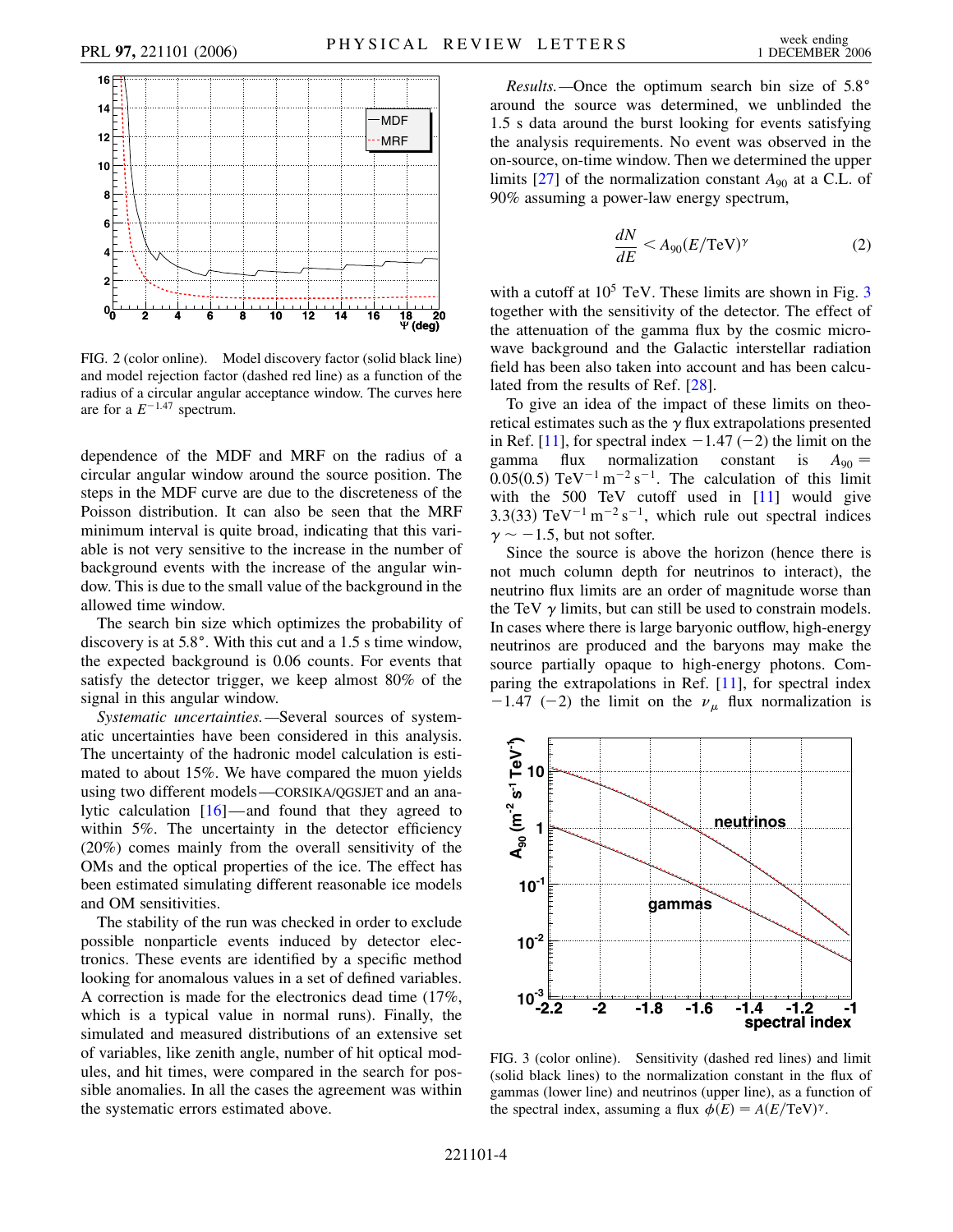FIG. 2 (color online). Model discovery factor (solid black line) and model rejection factor (dashed red line) as a function of the radius of a circular angular acceptance window. The curves here are for a $E^{-1.47}$ spectrum.

dependence of the MDF and MRF on the radius of a circular angular window around the source position. The steps in the MDF curve are due to the discreteness of the Poisson distribution. It can also be seen that the MRF minimum interval is quite broad, indicating that this variable is not very sensitive to the increase in the number of background events with the increase of the angular window. This is due to the small value of the background in the allowed time window.

The search bin size which optimizes the probability of discovery is at 5.8°. With this cut and a 1.5 s time window, the expected background is 0.06 counts. For events that satisfy the detector trigger, we keep almost 80% of the signal in this angular window.

*Systematic uncertainties.*—Several sources of systematic uncertainties have been considered in this analysis. The uncertainty of the hadronic model calculation is estimated to about 15%. We have compared the muon yields using two different models—CORSIKA/QGSJET and an analytic calculation [16]—and found that they agreed to within 5%. The uncertainty in the detector efficiency (20%) comes mainly from the overall sensitivity of the OMs and the optical properties of the ice. The effect has been estimated simulating different reasonable ice models and OM sensitivities.

The stability of the run was checked in order to exclude possible nonparticle events induced by detector electronics. These events are identified by a specific method looking for anomalous values in a set of defined variables. A correction is made for the electronics dead time (17%, which is a typical value in normal runs). Finally, the simulated and measured distributions of an extensive set of variables, like zenith angle, number of hit optical modules, and hit times, were compared in the search for possible anomalies. In all the cases the agreement was within the systematic errors estimated above.

*Results.*—Once the optimum search bin size of 5.8° around the source was determined, we unblinded the 1.5 s data around the burst looking for events satisfying the analysis requirements. No event was observed in the on-source, on-time window. Then we determined the upper limits [27] of the normalization constant $A_{90}$ at a C.L. of 90% assuming a power-law energy spectrum,

$$\frac{dN}{dE} < A_{90}(E/\text{TeV})^{\gamma} \tag{2}$$

with a cutoff at $10^5$ TeV. These limits are shown in Fig. 3 together with the sensitivity of the detector. The effect of the attenuation of the gamma flux by the cosmic microwave background and the Galactic interstellar radiation field has been also taken into account and has been calculated from the results of Ref. [28].

To give an idea of the impact of these limits on theoretical estimates such as the $\gamma$ flux extrapolations presented in Ref. [11], for spectral index $-1.47$ ($-2$) the limit on the gamma flux normalization constant is $A_{90} = 0.05(0.5)\ \text{TeV}^{-1}\,\text{m}^{-2}\,\text{s}^{-1}$. The calculation of this limit with the 500 TeV cutoff used in [11] would give $3.3(33)\ \text{TeV}^{-1}\,\text{m}^{-2}\,\text{s}^{-1}$, which rule out spectral indices $\gamma \sim -1.5$, but not softer.

Since the source is above the horizon (hence there is not much column depth for neutrinos to interact), the neutrino flux limits are an order of magnitude worse than the TeV $\gamma$ limits, but can still be used to constrain models. In cases where there is large baryonic outflow, high-energy neutrinos are produced and the baryons may make the source partially opaque to high-energy photons. Comparing the extrapolations in Ref. [11], for spectral index $-1.47$ ($-2$) the limit on the $\nu_\mu$ flux normalization is

FIG. 3 (color online). Sensitivity (dashed red lines) and limit (solid black lines) to the normalization constant in the flux of gammas (lower line) and neutrinos (upper line), as a function of the spectral index, assuming a flux $\phi(E) = A(E/\text{TeV})^{\gamma}$.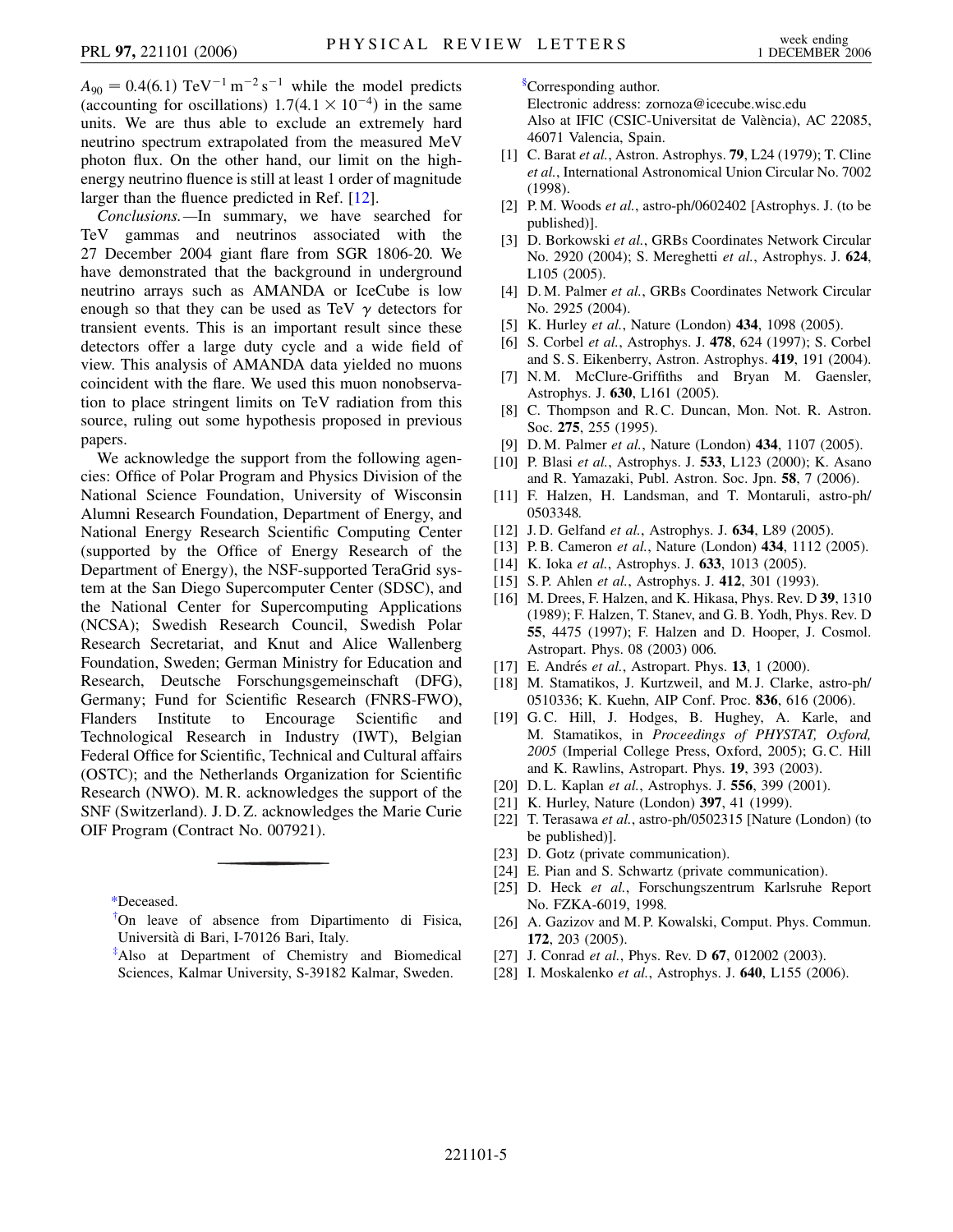$A_{90} = 0.4(6.1)$ TeV$^{-1}$ m$^{-2}$ s$^{-1}$ while the model predicts (accounting for oscillations) $1.7(4.1 \times 10^{-4})$ in the same units. We are thus able to exclude an extremely hard neutrino spectrum extrapolated from the measured MeV photon flux. On the other hand, our limit on the high-energy neutrino fluence is still at least 1 order of magnitude larger than the fluence predicted in Ref. [12].

*Conclusions.*—In summary, we have searched for TeV gammas and neutrinos associated with the 27 December 2004 giant flare from SGR 1806-20. We have demonstrated that the background in underground neutrino arrays such as AMANDA or IceCube is low enough so that they can be used as TeV $\gamma$ detectors for transient events. This is an important result since these detectors offer a large duty cycle and a wide field of view. This analysis of AMANDA data yielded no muons coincident with the flare. We used this muon nonobservation to place stringent limits on TeV radiation from this source, ruling out some hypothesis proposed in previous papers.

We acknowledge the support from the following agencies: Office of Polar Program and Physics Division of the National Science Foundation, University of Wisconsin Alumni Research Foundation, Department of Energy, and National Energy Research Scientific Computing Center (supported by the Office of Energy Research of the Department of Energy), the NSF-supported TeraGrid system at the San Diego Supercomputer Center (SDSC), and the National Center for Supercomputing Applications (NCSA); Swedish Research Council, Swedish Polar Research Secretariat, and Knut and Alice Wallenberg Foundation, Sweden; German Ministry for Education and Research, Deutsche Forschungsgemeinschaft (DFG), Germany; Fund for Scientific Research (FNRS-FWO), Flanders Institute to Encourage Scientific and Technological Research in Industry (IWT), Belgian Federal Office for Scientific, Technical and Cultural affairs (OSTC); and the Netherlands Organization for Scientific Research (NWO). M. R. acknowledges the support of the SNF (Switzerland). J. D. Z. acknowledges the Marie Curie OIF Program (Contract No. 007921).

---

[*]Deceased.

[†]On leave of absence from Dipartimento di Fisica, Università di Bari, I-70126 Bari, Italy.

[‡]Also at Department of Chemistry and Biomedical Sciences, Kalmar University, S-39182 Kalmar, Sweden.

[§]Corresponding author.
Electronic address: zornoza@icecube.wisc.edu
Also at IFIC (CSIC-Universitat de València), AC 22085, 46071 Valencia, Spain.

[1] C. Barat *et al.*, Astron. Astrophys. **79**, L24 (1979); T. Cline *et al.*, International Astronomical Union Circular No. 7002 (1998).

[2] P. M. Woods *et al.*, astro-ph/0602402 [Astrophys. J. (to be published)].

[3] D. Borkowski *et al.*, GRBs Coordinates Network Circular No. 2920 (2004); S. Mereghetti *et al.*, Astrophys. J. **624**, L105 (2005).

[4] D. M. Palmer *et al.*, GRBs Coordinates Network Circular No. 2925 (2004).

[5] K. Hurley *et al.*, Nature (London) **434**, 1098 (2005).

[6] S. Corbel *et al.*, Astrophys. J. **478**, 624 (1997); S. Corbel and S. S. Eikenberry, Astron. Astrophys. **419**, 191 (2004).

[7] N. M. McClure-Griffiths and Bryan M. Gaensler, Astrophys. J. **630**, L161 (2005).

[8] C. Thompson and R. C. Duncan, Mon. Not. R. Astron. Soc. **275**, 255 (1995).

[9] D. M. Palmer *et al.*, Nature (London) **434**, 1107 (2005).

[10] P. Blasi *et al.*, Astrophys. J. **533**, L123 (2000); K. Asano and R. Yamazaki, Publ. Astron. Soc. Jpn. **58**, 7 (2006).

[11] F. Halzen, H. Landsman, and T. Montaruli, astro-ph/0503348.

[12] J. D. Gelfand *et al.*, Astrophys. J. **634**, L89 (2005).

[13] P. B. Cameron *et al.*, Nature (London) **434**, 1112 (2005).

[14] K. Ioka *et al.*, Astrophys. J. **633**, 1013 (2005).

[15] S. P. Ahlen *et al.*, Astrophys. J. **412**, 301 (1993).

[16] M. Drees, F. Halzen, and K. Hikasa, Phys. Rev. D **39**, 1310 (1989); F. Halzen, T. Stanev, and G. B. Yodh, Phys. Rev. D **55**, 4475 (1997); F. Halzen and D. Hooper, J. Cosmol. Astropart. Phys. 08 (2003) 006.

[17] E. Andrés *et al.*, Astropart. Phys. **13**, 1 (2000).

[18] M. Stamatikos, J. Kurtzweil, and M. J. Clarke, astro-ph/0510336; K. Kuehn, AIP Conf. Proc. **836**, 616 (2006).

[19] G. C. Hill, J. Hodges, B. Hughey, A. Karle, and M. Stamatikos, in *Proceedings of PHYSTAT, Oxford, 2005* (Imperial College Press, Oxford, 2005); G. C. Hill and K. Rawlins, Astropart. Phys. **19**, 393 (2003).

[20] D. L. Kaplan *et al.*, Astrophys. J. **556**, 399 (2001).

[21] K. Hurley, Nature (London) **397**, 41 (1999).

[22] T. Terasawa *et al.*, astro-ph/0502315 [Nature (London) (to be published)].

[23] D. Gotz (private communication).

[24] E. Pian and S. Schwartz (private communication).

[25] D. Heck *et al.*, Forschungszentrum Karlsruhe Report No. FZKA-6019, 1998.

[26] A. Gazizov and M. P. Kowalski, Comput. Phys. Commun. **172**, 203 (2005).

[27] J. Conrad *et al.*, Phys. Rev. D **67**, 012002 (2003).

[28] I. Moskalenko *et al.*, Astrophys. J. **640**, L155 (2006).